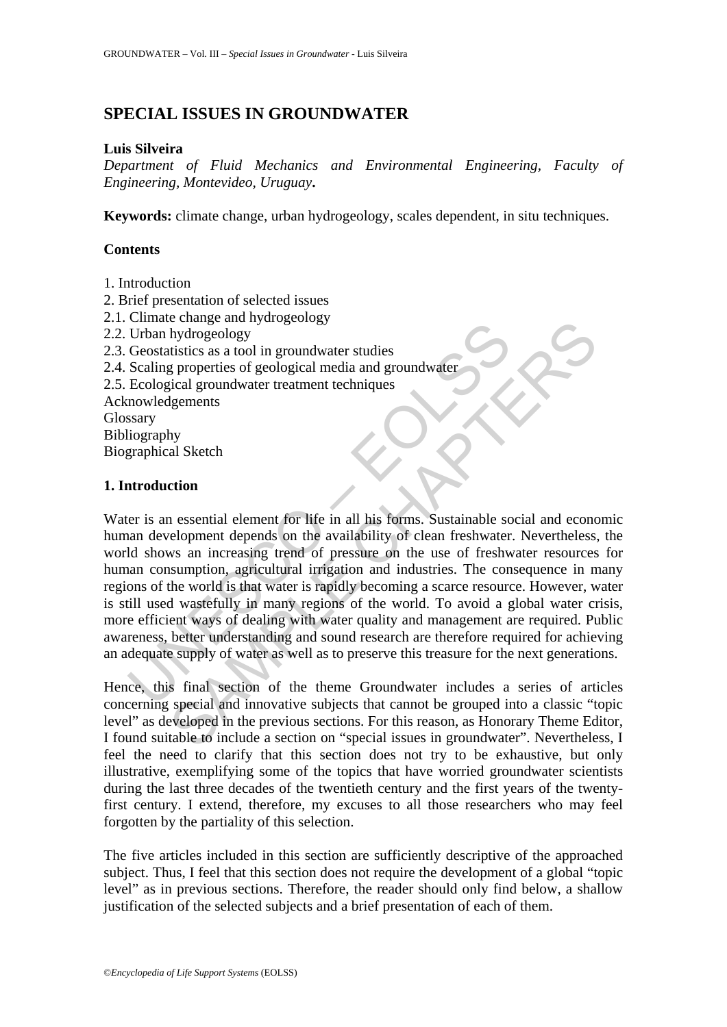# SPECIAL ISSUES IN GROUNDWATER

**Luis Silveira**

*Department of Fluid Mechanics and Environmental Engineering, Faculty of Engineering, Montevideo, Uruguay***.**

**Keywords:** climate change, urban hydrogeology, scales dependent, in situ techniques.

## Contents

1. Introduction
2. Brief presentation of selected issues
2.1. Climate change and hydrogeology
2.2. Urban hydrogeology
2.3. Geostatistics as a tool in groundwater studies
2.4. Scaling properties of geological media and groundwater
2.5. Ecological groundwater treatment techniques
Acknowledgements
Glossary
Bibliography
Biographical Sketch

## 1. Introduction

Water is an essential element for life in all his forms. Sustainable social and economic human development depends on the availability of clean freshwater. Nevertheless, the world shows an increasing trend of pressure on the use of freshwater resources for human consumption, agricultural irrigation and industries. The consequence in many regions of the world is that water is rapidly becoming a scarce resource. However, water is still used wastefully in many regions of the world. To avoid a global water crisis, more efficient ways of dealing with water quality and management are required. Public awareness, better understanding and sound research are therefore required for achieving an adequate supply of water as well as to preserve this treasure for the next generations.

Hence, this final section of the theme Groundwater includes a series of articles concerning special and innovative subjects that cannot be grouped into a classic "topic level" as developed in the previous sections. For this reason, as Honorary Theme Editor, I found suitable to include a section on "special issues in groundwater". Nevertheless, I feel the need to clarify that this section does not try to be exhaustive, but only illustrative, exemplifying some of the topics that have worried groundwater scientists during the last three decades of the twentieth century and the first years of the twenty-first century. I extend, therefore, my excuses to all those researchers who may feel forgotten by the partiality of this selection.

The five articles included in this section are sufficiently descriptive of the approached subject. Thus, I feel that this section does not require the development of a global "topic level" as in previous sections. Therefore, the reader should only find below, a shallow justification of the selected subjects and a brief presentation of each of them.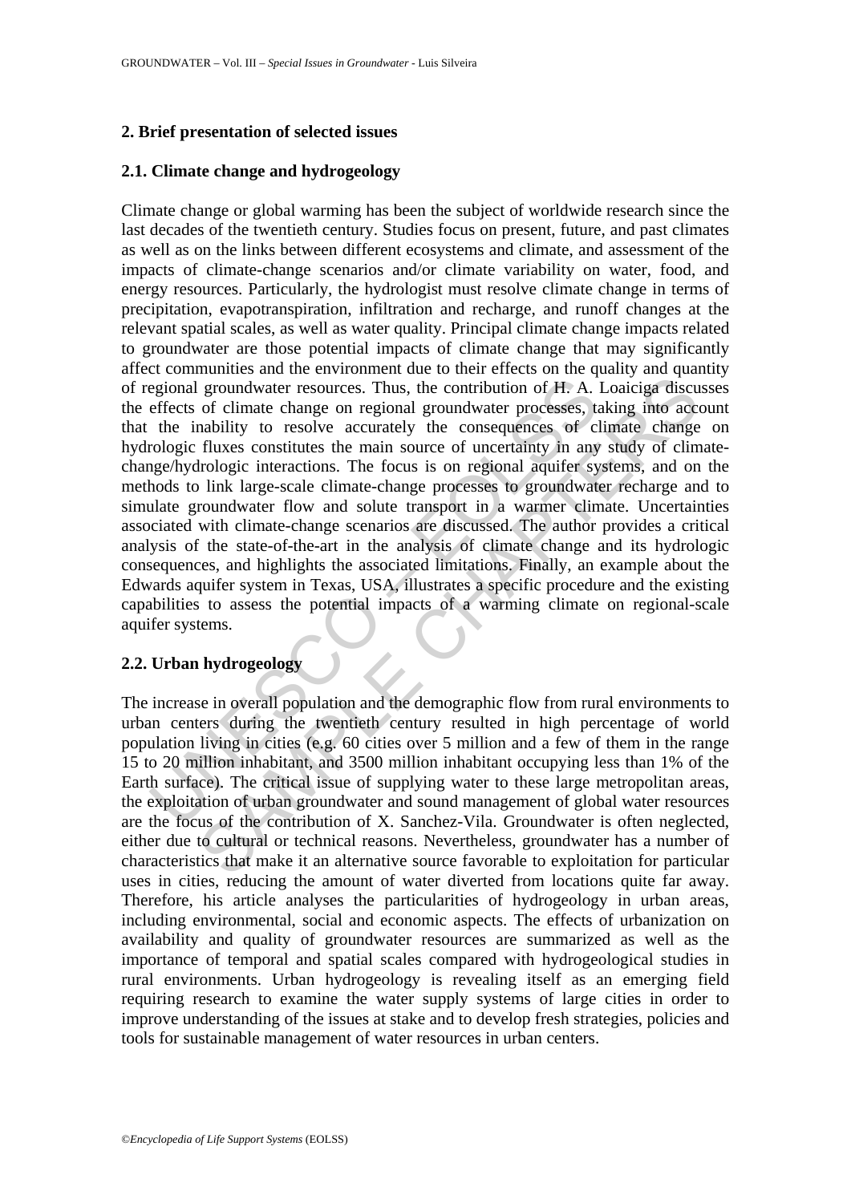## 2. Brief presentation of selected issues

### 2.1. Climate change and hydrogeology

Climate change or global warming has been the subject of worldwide research since the last decades of the twentieth century. Studies focus on present, future, and past climates as well as on the links between different ecosystems and climate, and assessment of the impacts of climate-change scenarios and/or climate variability on water, food, and energy resources. Particularly, the hydrologist must resolve climate change in terms of precipitation, evapotranspiration, infiltration and recharge, and runoff changes at the relevant spatial scales, as well as water quality. Principal climate change impacts related to groundwater are those potential impacts of climate change that may significantly affect communities and the environment due to their effects on the quality and quantity of regional groundwater resources. Thus, the contribution of H. A. Loaiciga discusses the effects of climate change on regional groundwater processes, taking into account that the inability to resolve accurately the consequences of climate change on hydrologic fluxes constitutes the main source of uncertainty in any study of climate-change/hydrologic interactions. The focus is on regional aquifer systems, and on the methods to link large-scale climate-change processes to groundwater recharge and to simulate groundwater flow and solute transport in a warmer climate. Uncertainties associated with climate-change scenarios are discussed. The author provides a critical analysis of the state-of-the-art in the analysis of climate change and its hydrologic consequences, and highlights the associated limitations. Finally, an example about the Edwards aquifer system in Texas, USA, illustrates a specific procedure and the existing capabilities to assess the potential impacts of a warming climate on regional-scale aquifer systems.

### 2.2. Urban hydrogeology

The increase in overall population and the demographic flow from rural environments to urban centers during the twentieth century resulted in high percentage of world population living in cities (e.g. 60 cities over 5 million and a few of them in the range 15 to 20 million inhabitant, and 3500 million inhabitant occupying less than 1% of the Earth surface). The critical issue of supplying water to these large metropolitan areas, the exploitation of urban groundwater and sound management of global water resources are the focus of the contribution of X. Sanchez-Vila. Groundwater is often neglected, either due to cultural or technical reasons. Nevertheless, groundwater has a number of characteristics that make it an alternative source favorable to exploitation for particular uses in cities, reducing the amount of water diverted from locations quite far away. Therefore, his article analyses the particularities of hydrogeology in urban areas, including environmental, social and economic aspects. The effects of urbanization on availability and quality of groundwater resources are summarized as well as the importance of temporal and spatial scales compared with hydrogeological studies in rural environments. Urban hydrogeology is revealing itself as an emerging field requiring research to examine the water supply systems of large cities in order to improve understanding of the issues at stake and to develop fresh strategies, policies and tools for sustainable management of water resources in urban centers.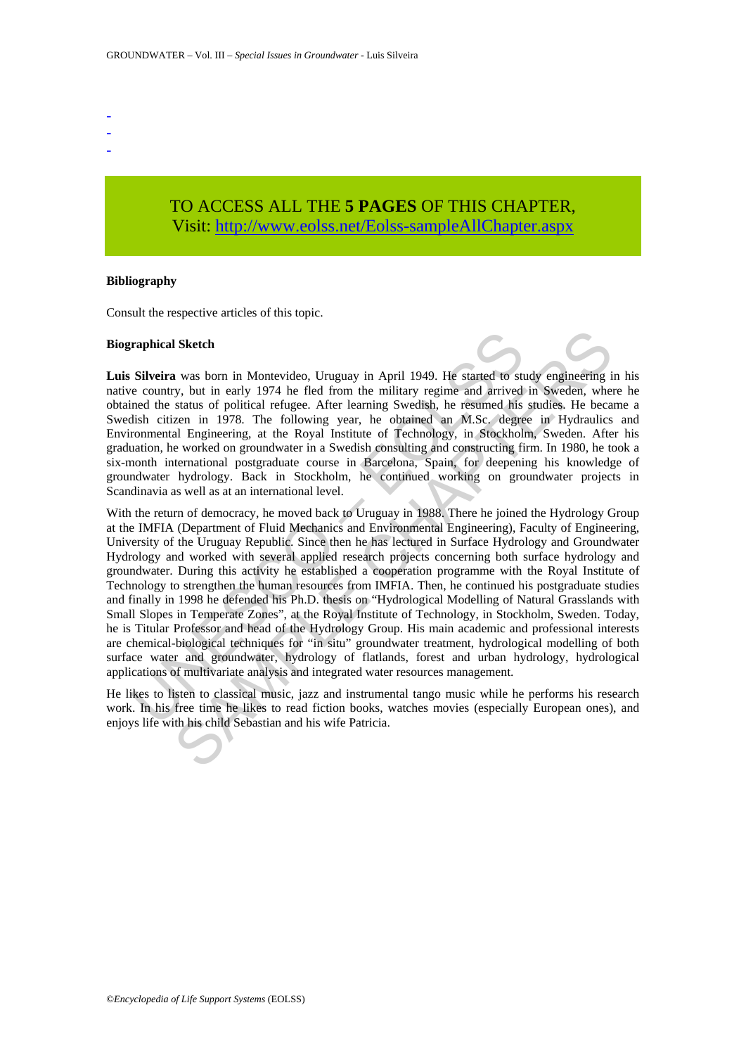-
-
-

TO ACCESS ALL THE **5 PAGES** OF THIS CHAPTER,
Visit: http://www.eolss.net/Eolss-sampleAllChapter.aspx

**Bibliography**

Consult the respective articles of this topic.

**Biographical Sketch**

**Luis Silveira** was born in Montevideo, Uruguay in April 1949. He started to study engineering in his native country, but in early 1974 he fled from the military regime and arrived in Sweden, where he obtained the status of political refugee. After learning Swedish, he resumed his studies. He became a Swedish citizen in 1978. The following year, he obtained an M.Sc. degree in Hydraulics and Environmental Engineering, at the Royal Institute of Technology, in Stockholm, Sweden. After his graduation, he worked on groundwater in a Swedish consulting and constructing firm. In 1980, he took a six-month international postgraduate course in Barcelona, Spain, for deepening his knowledge of groundwater hydrology. Back in Stockholm, he continued working on groundwater projects in Scandinavia as well as at an international level.

With the return of democracy, he moved back to Uruguay in 1988. There he joined the Hydrology Group at the IMFIA (Department of Fluid Mechanics and Environmental Engineering), Faculty of Engineering, University of the Uruguay Republic. Since then he has lectured in Surface Hydrology and Groundwater Hydrology and worked with several applied research projects concerning both surface hydrology and groundwater. During this activity he established a cooperation programme with the Royal Institute of Technology to strengthen the human resources from IMFIA. Then, he continued his postgraduate studies and finally in 1998 he defended his Ph.D. thesis on "Hydrological Modelling of Natural Grasslands with Small Slopes in Temperate Zones", at the Royal Institute of Technology, in Stockholm, Sweden. Today, he is Titular Professor and head of the Hydrology Group. His main academic and professional interests are chemical-biological techniques for "in situ" groundwater treatment, hydrological modelling of both surface water and groundwater, hydrology of flatlands, forest and urban hydrology, hydrological applications of multivariate analysis and integrated water resources management.

He likes to listen to classical music, jazz and instrumental tango music while he performs his research work. In his free time he likes to read fiction books, watches movies (especially European ones), and enjoys life with his child Sebastian and his wife Patricia.